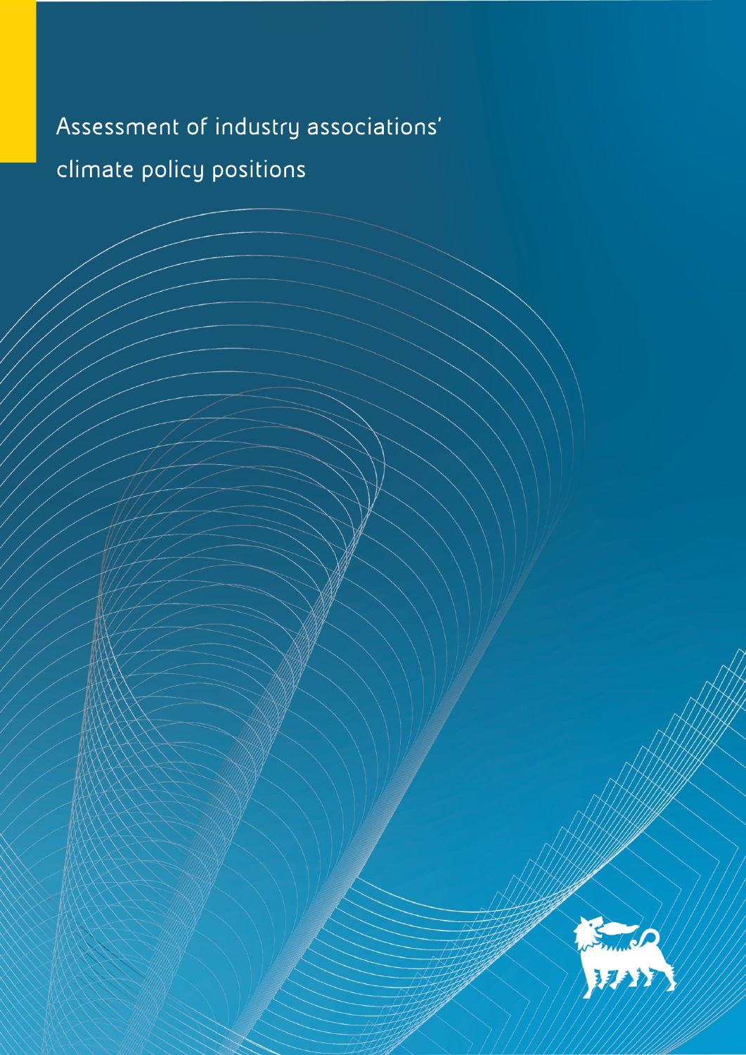# Assessment of industry associations' climate policy positions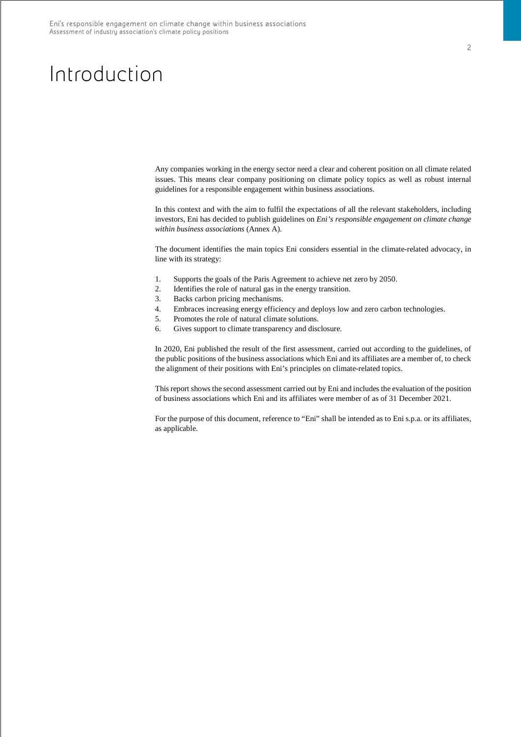# Introduction

Any companies working in the energy sector need a clear and coherent position on all climate related issues. This means clear company positioning on climate policy topics as well as robust internal guidelines for a responsible engagement within business associations.

In this context and with the aim to fulfil the expectations of all the relevant stakeholders, including investors, Eni has decided to publish guidelines on *Eni's responsible engagement on climate change within business associations* (Annex A).

The document identifies the main topics Eni considers essential in the climate-related advocacy, in line with its strategy:

1. Supports the goals of the Paris Agreement to achieve net zero by 2050.
2. Identifies the role of natural gas in the energy transition.
3. Backs carbon pricing mechanisms.
4. Embraces increasing energy efficiency and deploys low and zero carbon technologies.
5. Promotes the role of natural climate solutions.
6. Gives support to climate transparency and disclosure.

In 2020, Eni published the result of the first assessment, carried out according to the guidelines, of the public positions of the business associations which Eni and its affiliates are a member of, to check the alignment of their positions with Eni's principles on climate-related topics.

This report shows the second assessment carried out by Eni and includes the evaluation of the position of business associations which Eni and its affiliates were member of as of 31 December 2021.

For the purpose of this document, reference to "Eni" shall be intended as to Eni s.p.a. or its affiliates, as applicable.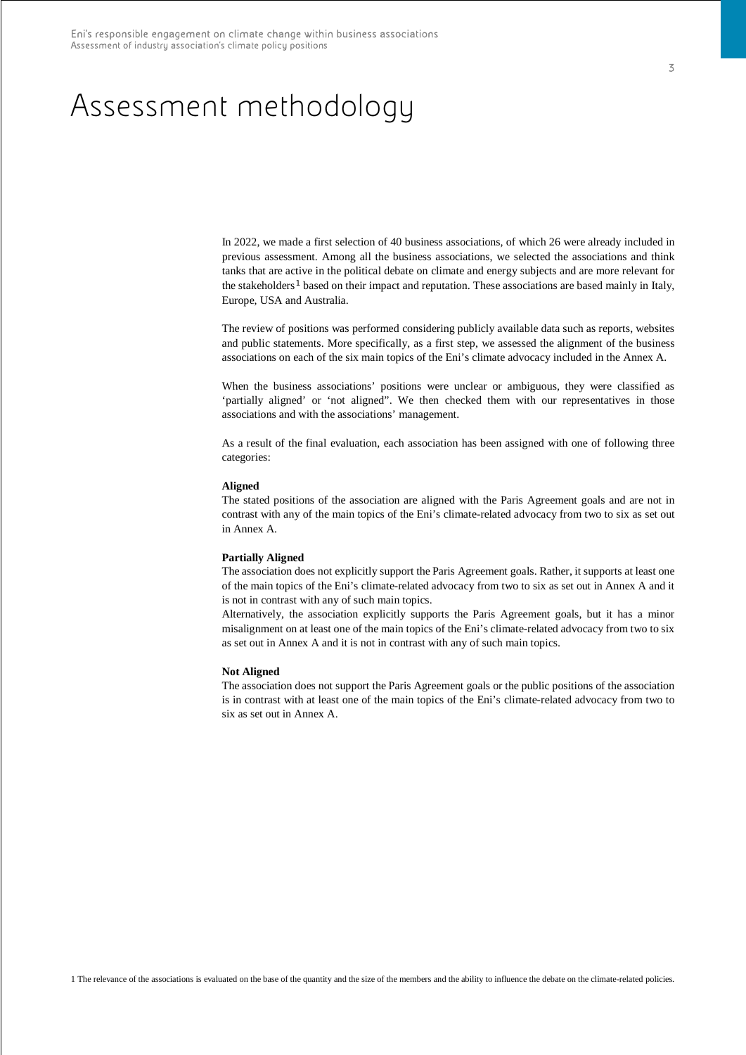# Assessment methodology

In 2022, we made a first selection of 40 business associations, of which 26 were already included in previous assessment. Among all the business associations, we selected the associations and think tanks that are active in the political debate on climate and energy subjects and are more relevant for the stakeholders[1] based on their impact and reputation. These associations are based mainly in Italy, Europe, USA and Australia.

The review of positions was performed considering publicly available data such as reports, websites and public statements. More specifically, as a first step, we assessed the alignment of the business associations on each of the six main topics of the Eni's climate advocacy included in the Annex A.

When the business associations' positions were unclear or ambiguous, they were classified as 'partially aligned' or 'not aligned". We then checked them with our representatives in those associations and with the associations' management.

As a result of the final evaluation, each association has been assigned with one of following three categories:

**Aligned**
The stated positions of the association are aligned with the Paris Agreement goals and are not in contrast with any of the main topics of the Eni's climate-related advocacy from two to six as set out in Annex A.

**Partially Aligned**
The association does not explicitly support the Paris Agreement goals. Rather, it supports at least one of the main topics of the Eni's climate-related advocacy from two to six as set out in Annex A and it is not in contrast with any of such main topics.
Alternatively, the association explicitly supports the Paris Agreement goals, but it has a minor misalignment on at least one of the main topics of the Eni's climate-related advocacy from two to six as set out in Annex A and it is not in contrast with any of such main topics.

**Not Aligned**
The association does not support the Paris Agreement goals or the public positions of the association is in contrast with at least one of the main topics of the Eni's climate-related advocacy from two to six as set out in Annex A.

1 The relevance of the associations is evaluated on the base of the quantity and the size of the members and the ability to influence the debate on the climate-related policies.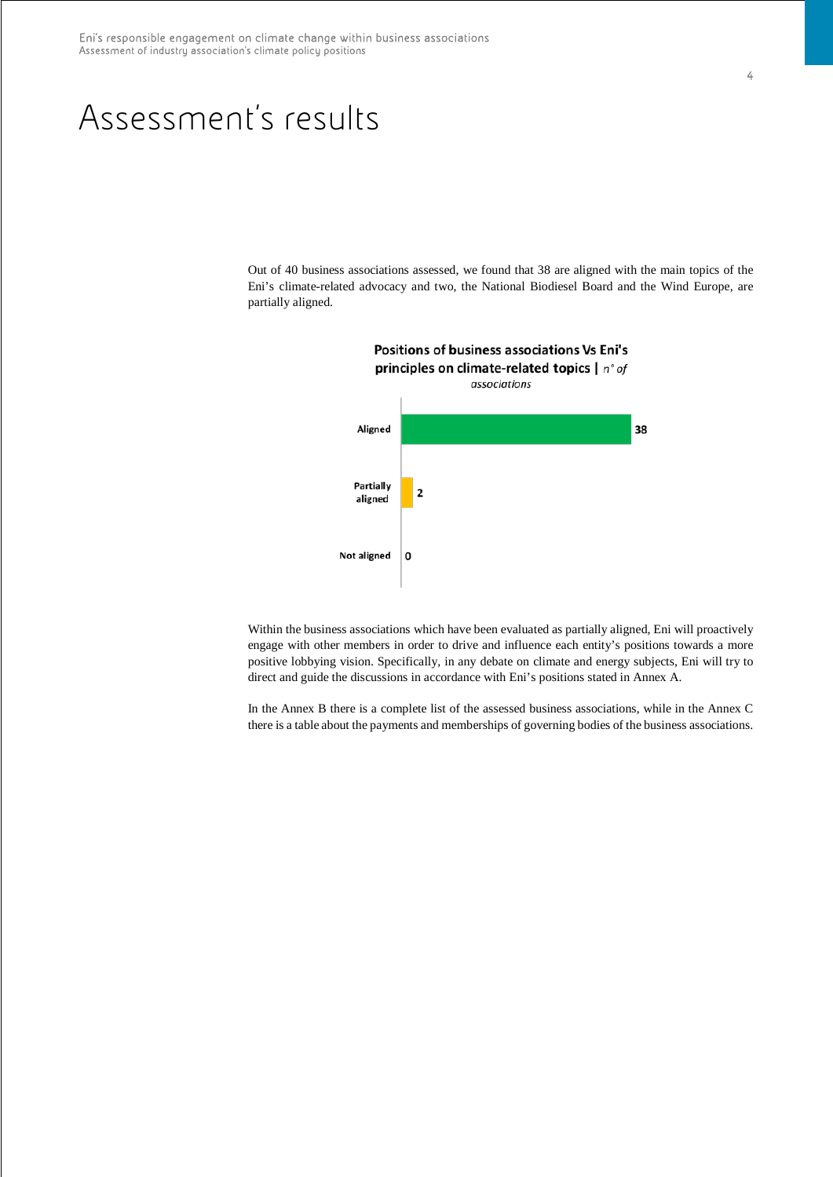# Assessment's results

Out of 40 business associations assessed, we found that 38 are aligned with the main topics of the Eni's climate-related advocacy and two, the National Biodiesel Board and the Wind Europe, are partially aligned.

**Positions of business associations Vs Eni's principles on climate-related topics |** *n° of associations*

| Position | n° of associations |
| --- | --- |
| Aligned | 38 |
| Partially aligned | 2 |
| Not aligned | 0 |

Within the business associations which have been evaluated as partially aligned, Eni will proactively engage with other members in order to drive and influence each entity's positions towards a more positive lobbying vision. Specifically, in any debate on climate and energy subjects, Eni will try to direct and guide the discussions in accordance with Eni's positions stated in Annex A.

In the Annex B there is a complete list of the assessed business associations, while in the Annex C there is a table about the payments and memberships of governing bodies of the business associations.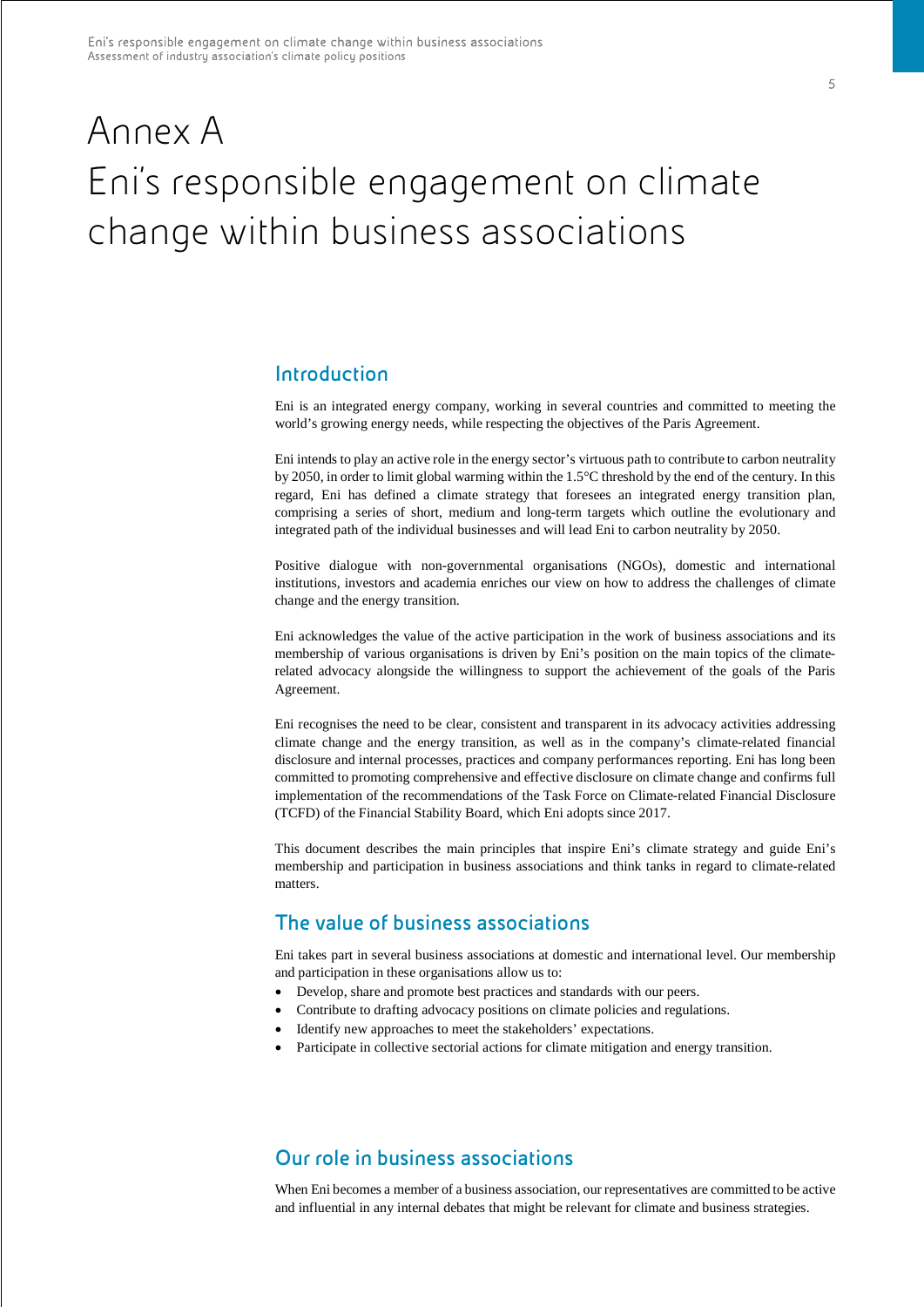# Annex A
# Eni's responsible engagement on climate change within business associations

## Introduction

Eni is an integrated energy company, working in several countries and committed to meeting the world's growing energy needs, while respecting the objectives of the Paris Agreement.

Eni intends to play an active role in the energy sector's virtuous path to contribute to carbon neutrality by 2050, in order to limit global warming within the 1.5°C threshold by the end of the century. In this regard, Eni has defined a climate strategy that foresees an integrated energy transition plan, comprising a series of short, medium and long-term targets which outline the evolutionary and integrated path of the individual businesses and will lead Eni to carbon neutrality by 2050.

Positive dialogue with non-governmental organisations (NGOs), domestic and international institutions, investors and academia enriches our view on how to address the challenges of climate change and the energy transition.

Eni acknowledges the value of the active participation in the work of business associations and its membership of various organisations is driven by Eni's position on the main topics of the climate-related advocacy alongside the willingness to support the achievement of the goals of the Paris Agreement.

Eni recognises the need to be clear, consistent and transparent in its advocacy activities addressing climate change and the energy transition, as well as in the company's climate-related financial disclosure and internal processes, practices and company performances reporting. Eni has long been committed to promoting comprehensive and effective disclosure on climate change and confirms full implementation of the recommendations of the Task Force on Climate-related Financial Disclosure (TCFD) of the Financial Stability Board, which Eni adopts since 2017.

This document describes the main principles that inspire Eni's climate strategy and guide Eni's membership and participation in business associations and think tanks in regard to climate-related matters.

## The value of business associations

Eni takes part in several business associations at domestic and international level. Our membership and participation in these organisations allow us to:

- Develop, share and promote best practices and standards with our peers.
- Contribute to drafting advocacy positions on climate policies and regulations.
- Identify new approaches to meet the stakeholders' expectations.
- Participate in collective sectorial actions for climate mitigation and energy transition.

## Our role in business associations

When Eni becomes a member of a business association, our representatives are committed to be active and influential in any internal debates that might be relevant for climate and business strategies.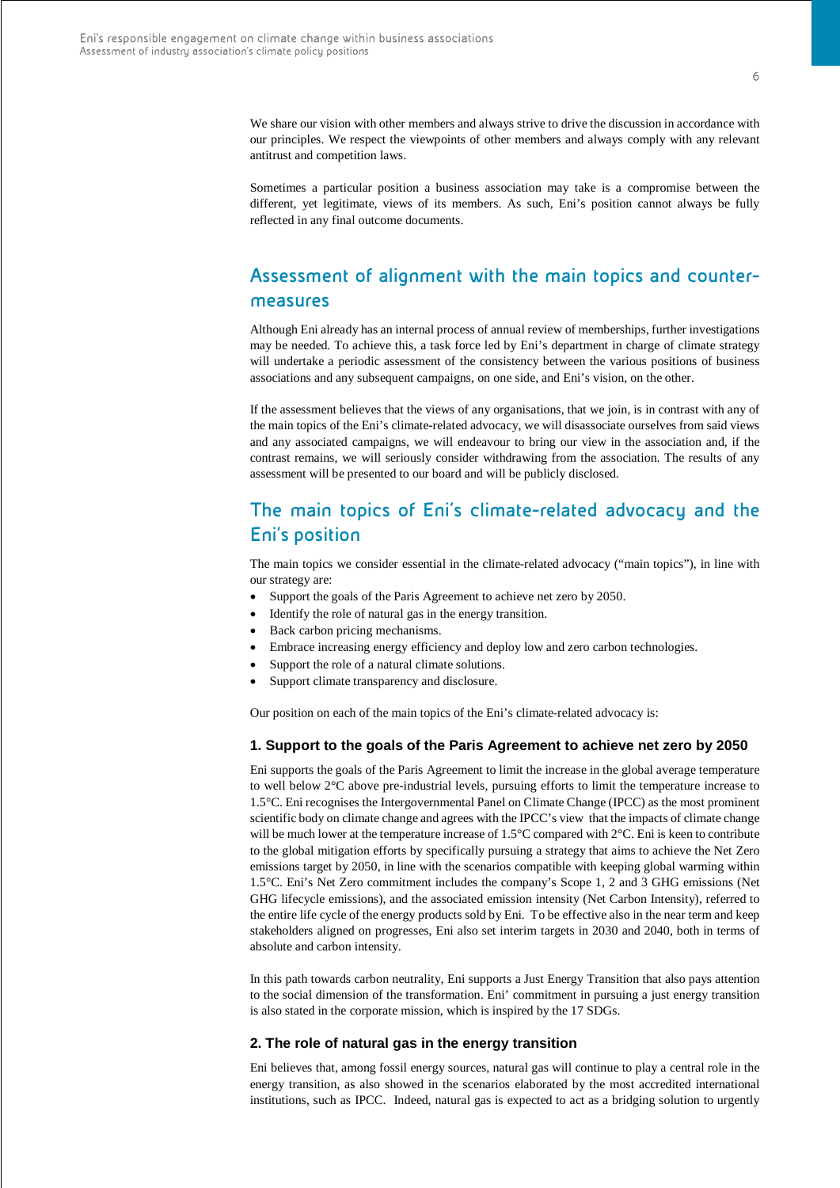We share our vision with other members and always strive to drive the discussion in accordance with our principles. We respect the viewpoints of other members and always comply with any relevant antitrust and competition laws.

Sometimes a particular position a business association may take is a compromise between the different, yet legitimate, views of its members. As such, Eni's position cannot always be fully reflected in any final outcome documents.

## Assessment of alignment with the main topics and counter-measures

Although Eni already has an internal process of annual review of memberships, further investigations may be needed. To achieve this, a task force led by Eni's department in charge of climate strategy will undertake a periodic assessment of the consistency between the various positions of business associations and any subsequent campaigns, on one side, and Eni's vision, on the other.

If the assessment believes that the views of any organisations, that we join, is in contrast with any of the main topics of the Eni's climate-related advocacy, we will disassociate ourselves from said views and any associated campaigns, we will endeavour to bring our view in the association and, if the contrast remains, we will seriously consider withdrawing from the association. The results of any assessment will be presented to our board and will be publicly disclosed.

## The main topics of Eni's climate-related advocacy and the Eni's position

The main topics we consider essential in the climate-related advocacy ("main topics"), in line with our strategy are:

- Support the goals of the Paris Agreement to achieve net zero by 2050.
- Identify the role of natural gas in the energy transition.
- Back carbon pricing mechanisms.
- Embrace increasing energy efficiency and deploy low and zero carbon technologies.
- Support the role of a natural climate solutions.
- Support climate transparency and disclosure.

Our position on each of the main topics of the Eni's climate-related advocacy is:

### 1. Support to the goals of the Paris Agreement to achieve net zero by 2050

Eni supports the goals of the Paris Agreement to limit the increase in the global average temperature to well below 2°C above pre-industrial levels, pursuing efforts to limit the temperature increase to 1.5°C. Eni recognises the Intergovernmental Panel on Climate Change (IPCC) as the most prominent scientific body on climate change and agrees with the IPCC's view that the impacts of climate change will be much lower at the temperature increase of 1.5°C compared with 2°C. Eni is keen to contribute to the global mitigation efforts by specifically pursuing a strategy that aims to achieve the Net Zero emissions target by 2050, in line with the scenarios compatible with keeping global warming within 1.5°C. Eni's Net Zero commitment includes the company's Scope 1, 2 and 3 GHG emissions (Net GHG lifecycle emissions), and the associated emission intensity (Net Carbon Intensity), referred to the entire life cycle of the energy products sold by Eni. To be effective also in the near term and keep stakeholders aligned on progresses, Eni also set interim targets in 2030 and 2040, both in terms of absolute and carbon intensity.

In this path towards carbon neutrality, Eni supports a Just Energy Transition that also pays attention to the social dimension of the transformation. Eni' commitment in pursuing a just energy transition is also stated in the corporate mission, which is inspired by the 17 SDGs.

### 2. The role of natural gas in the energy transition

Eni believes that, among fossil energy sources, natural gas will continue to play a central role in the energy transition, as also showed in the scenarios elaborated by the most accredited international institutions, such as IPCC. Indeed, natural gas is expected to act as a bridging solution to urgently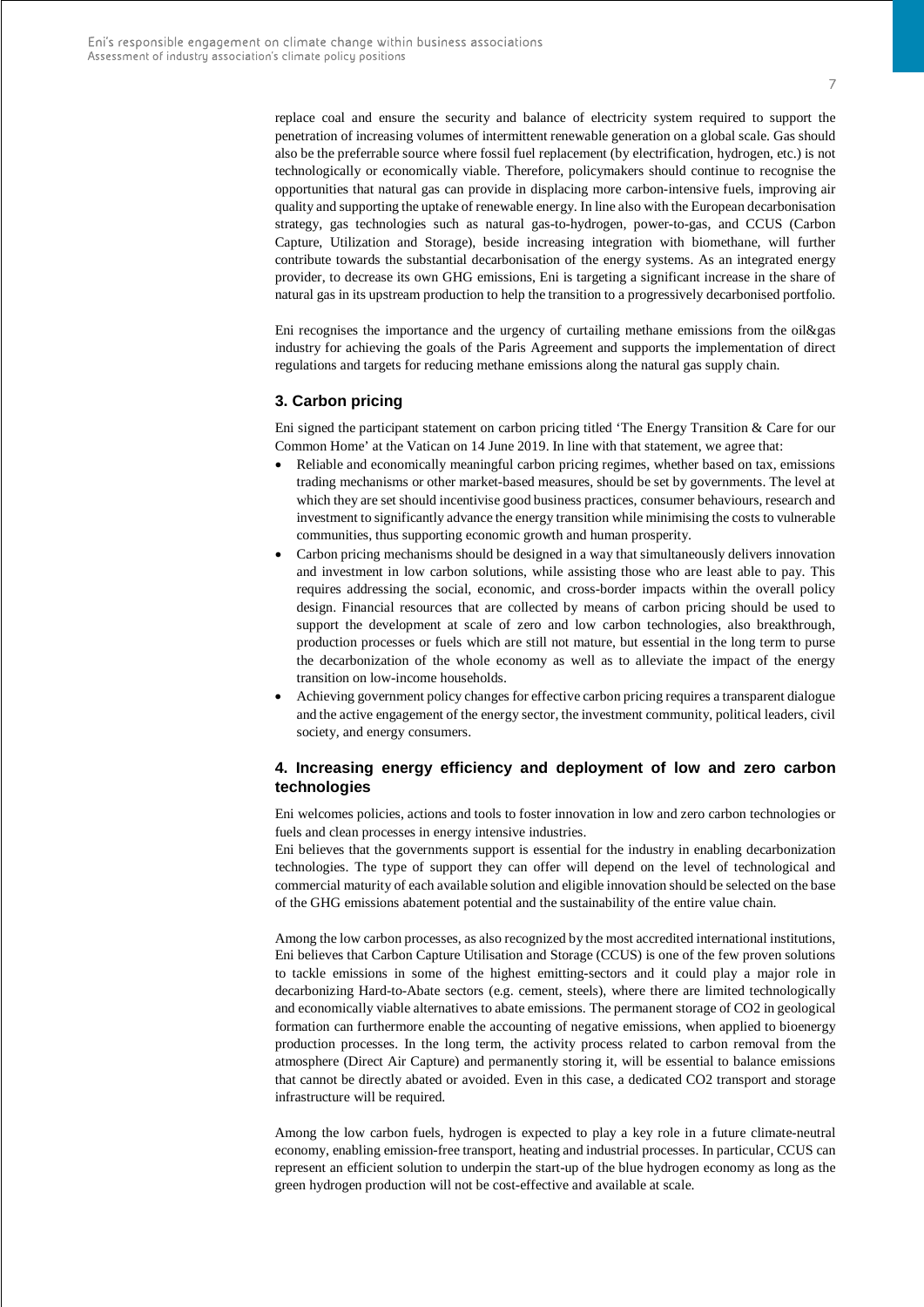replace coal and ensure the security and balance of electricity system required to support the penetration of increasing volumes of intermittent renewable generation on a global scale. Gas should also be the preferrable source where fossil fuel replacement (by electrification, hydrogen, etc.) is not technologically or economically viable. Therefore, policymakers should continue to recognise the opportunities that natural gas can provide in displacing more carbon-intensive fuels, improving air quality and supporting the uptake of renewable energy. In line also with the European decarbonisation strategy, gas technologies such as natural gas-to-hydrogen, power-to-gas, and CCUS (Carbon Capture, Utilization and Storage), beside increasing integration with biomethane, will further contribute towards the substantial decarbonisation of the energy systems. As an integrated energy provider, to decrease its own GHG emissions, Eni is targeting a significant increase in the share of natural gas in its upstream production to help the transition to a progressively decarbonised portfolio.

Eni recognises the importance and the urgency of curtailing methane emissions from the oil&gas industry for achieving the goals of the Paris Agreement and supports the implementation of direct regulations and targets for reducing methane emissions along the natural gas supply chain.

### 3. Carbon pricing

Eni signed the participant statement on carbon pricing titled 'The Energy Transition & Care for our Common Home' at the Vatican on 14 June 2019. In line with that statement, we agree that:

- Reliable and economically meaningful carbon pricing regimes, whether based on tax, emissions trading mechanisms or other market-based measures, should be set by governments. The level at which they are set should incentivise good business practices, consumer behaviours, research and investment to significantly advance the energy transition while minimising the costs to vulnerable communities, thus supporting economic growth and human prosperity.
- Carbon pricing mechanisms should be designed in a way that simultaneously delivers innovation and investment in low carbon solutions, while assisting those who are least able to pay. This requires addressing the social, economic, and cross-border impacts within the overall policy design. Financial resources that are collected by means of carbon pricing should be used to support the development at scale of zero and low carbon technologies, also breakthrough, production processes or fuels which are still not mature, but essential in the long term to purse the decarbonization of the whole economy as well as to alleviate the impact of the energy transition on low-income households.
- Achieving government policy changes for effective carbon pricing requires a transparent dialogue and the active engagement of the energy sector, the investment community, political leaders, civil society, and energy consumers.

### 4. Increasing energy efficiency and deployment of low and zero carbon technologies

Eni welcomes policies, actions and tools to foster innovation in low and zero carbon technologies or fuels and clean processes in energy intensive industries.
Eni believes that the governments support is essential for the industry in enabling decarbonization technologies. The type of support they can offer will depend on the level of technological and commercial maturity of each available solution and eligible innovation should be selected on the base of the GHG emissions abatement potential and the sustainability of the entire value chain.

Among the low carbon processes, as also recognized by the most accredited international institutions, Eni believes that Carbon Capture Utilisation and Storage (CCUS) is one of the few proven solutions to tackle emissions in some of the highest emitting-sectors and it could play a major role in decarbonizing Hard-to-Abate sectors (e.g. cement, steels), where there are limited technologically and economically viable alternatives to abate emissions. The permanent storage of $CO_2$ in geological formation can furthermore enable the accounting of negative emissions, when applied to bioenergy production processes. In the long term, the activity process related to carbon removal from the atmosphere (Direct Air Capture) and permanently storing it, will be essential to balance emissions that cannot be directly abated or avoided. Even in this case, a dedicated $CO_2$ transport and storage infrastructure will be required.

Among the low carbon fuels, hydrogen is expected to play a key role in a future climate-neutral economy, enabling emission-free transport, heating and industrial processes. In particular, CCUS can represent an efficient solution to underpin the start-up of the blue hydrogen economy as long as the green hydrogen production will not be cost-effective and available at scale.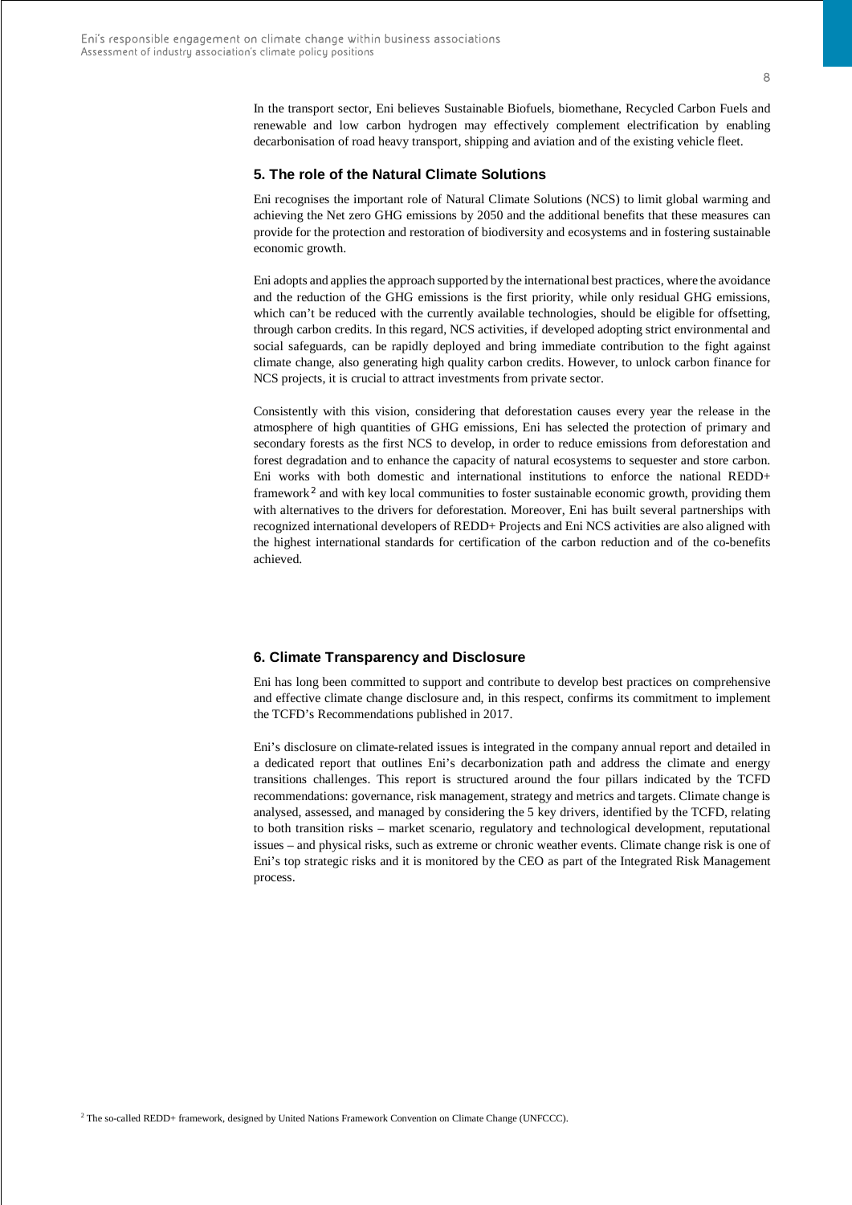In the transport sector, Eni believes Sustainable Biofuels, biomethane, Recycled Carbon Fuels and renewable and low carbon hydrogen may effectively complement electrification by enabling decarbonisation of road heavy transport, shipping and aviation and of the existing vehicle fleet.

### 5. The role of the Natural Climate Solutions

Eni recognises the important role of Natural Climate Solutions (NCS) to limit global warming and achieving the Net zero GHG emissions by 2050 and the additional benefits that these measures can provide for the protection and restoration of biodiversity and ecosystems and in fostering sustainable economic growth.

Eni adopts and applies the approach supported by the international best practices, where the avoidance and the reduction of the GHG emissions is the first priority, while only residual GHG emissions, which can't be reduced with the currently available technologies, should be eligible for offsetting, through carbon credits. In this regard, NCS activities, if developed adopting strict environmental and social safeguards, can be rapidly deployed and bring immediate contribution to the fight against climate change, also generating high quality carbon credits. However, to unlock carbon finance for NCS projects, it is crucial to attract investments from private sector.

Consistently with this vision, considering that deforestation causes every year the release in the atmosphere of high quantities of GHG emissions, Eni has selected the protection of primary and secondary forests as the first NCS to develop, in order to reduce emissions from deforestation and forest degradation and to enhance the capacity of natural ecosystems to sequester and store carbon. Eni works with both domestic and international institutions to enforce the national REDD+ framework[2] and with key local communities to foster sustainable economic growth, providing them with alternatives to the drivers for deforestation. Moreover, Eni has built several partnerships with recognized international developers of REDD+ Projects and Eni NCS activities are also aligned with the highest international standards for certification of the carbon reduction and of the co-benefits achieved.

### 6. Climate Transparency and Disclosure

Eni has long been committed to support and contribute to develop best practices on comprehensive and effective climate change disclosure and, in this respect, confirms its commitment to implement the TCFD's Recommendations published in 2017.

Eni's disclosure on climate-related issues is integrated in the company annual report and detailed in a dedicated report that outlines Eni's decarbonization path and address the climate and energy transitions challenges. This report is structured around the four pillars indicated by the TCFD recommendations: governance, risk management, strategy and metrics and targets. Climate change is analysed, assessed, and managed by considering the 5 key drivers, identified by the TCFD, relating to both transition risks – market scenario, regulatory and technological development, reputational issues – and physical risks, such as extreme or chronic weather events. Climate change risk is one of Eni's top strategic risks and it is monitored by the CEO as part of the Integrated Risk Management process.

[2] The so-called REDD+ framework, designed by United Nations Framework Convention on Climate Change (UNFCCC).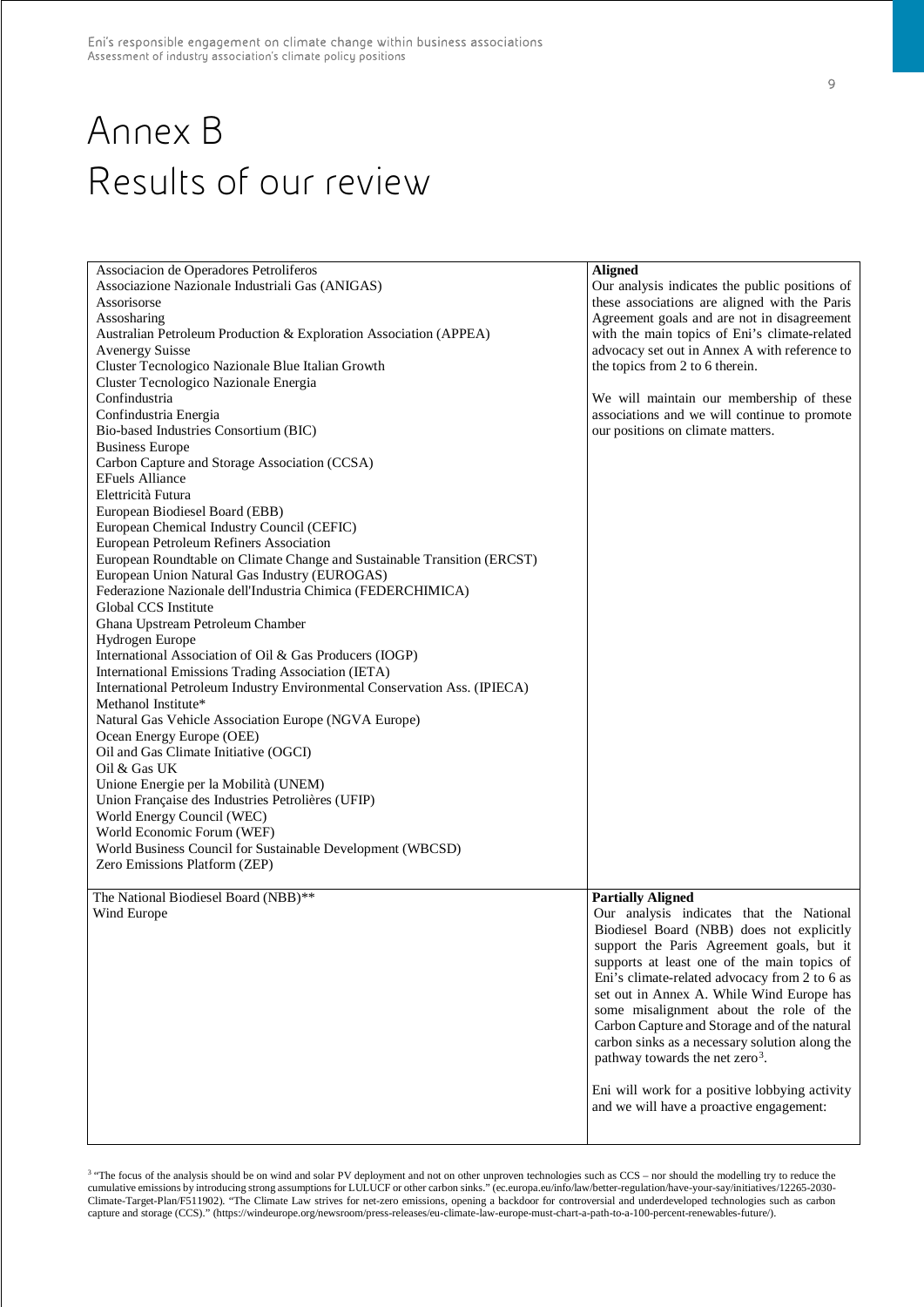# Annex B
# Results of our review

| Association | Assessment |
|---|---|
| Associacion de Operadores Petroliferos<br>Associazione Nazionale Industriali Gas (ANIGAS)<br>Assorisorse<br>Assosharing<br>Australian Petroleum Production & Exploration Association (APPEA)<br>Avenergy Suisse<br>Cluster Tecnologico Nazionale Blue Italian Growth<br>Cluster Tecnologico Nazionale Energia<br>Confindustria<br>Confindustria Energia<br>Bio-based Industries Consortium (BIC)<br>Business Europe<br>Carbon Capture and Storage Association (CCSA)<br>EFuels Alliance<br>Elettricità Futura<br>European Biodiesel Board (EBB)<br>European Chemical Industry Council (CEFIC)<br>European Petroleum Refiners Association<br>European Roundtable on Climate Change and Sustainable Transition (ERCST)<br>European Union Natural Gas Industry (EUROGAS)<br>Federazione Nazionale dell'Industria Chimica (FEDERCHIMICA)<br>Global CCS Institute<br>Ghana Upstream Petroleum Chamber<br>Hydrogen Europe<br>International Association of Oil & Gas Producers (IOGP)<br>International Emissions Trading Association (IETA)<br>International Petroleum Industry Environmental Conservation Ass. (IPIECA)<br>Methanol Institute*<br>Natural Gas Vehicle Association Europe (NGVA Europe)<br>Ocean Energy Europe (OEE)<br>Oil and Gas Climate Initiative (OGCI)<br>Oil & Gas UK<br>Unione Energie per la Mobilità (UNEM)<br>Union Française des Industries Petrolières (UFIP)<br>World Energy Council (WEC)<br>World Economic Forum (WEF)<br>World Business Council for Sustainable Development (WBCSD)<br>Zero Emissions Platform (ZEP) | **Aligned**<br>Our analysis indicates the public positions of these associations are aligned with the Paris Agreement goals and are not in disagreement with the main topics of Eni's climate-related advocacy set out in Annex A with reference to the topics from 2 to 6 therein.<br><br>We will maintain our membership of these associations and we will continue to promote our positions on climate matters. |
| The National Biodiesel Board (NBB)**<br>Wind Europe | **Partially Aligned**<br>Our analysis indicates that the National Biodiesel Board (NBB) does not explicitly support the Paris Agreement goals, but it supports at least one of the main topics of Eni's climate-related advocacy from 2 to 6 as set out in Annex A. While Wind Europe has some misalignment about the role of the Carbon Capture and Storage and of the natural carbon sinks as a necessary solution along the pathway towards the net zero[3].<br><br>Eni will work for a positive lobbying activity and we will have a proactive engagement: |

[3] "The focus of the analysis should be on wind and solar PV deployment and not on other unproven technologies such as CCS – nor should the modelling try to reduce the cumulative emissions by introducing strong assumptions for LULUCF or other carbon sinks." (ec.europa.eu/info/law/better-regulation/have-your-say/initiatives/12265-2030-Climate-Target-Plan/F511902). "The Climate Law strives for net-zero emissions, opening a backdoor for controversial and underdeveloped technologies such as carbon capture and storage (CCS)." (https://windeurope.org/newsroom/press-releases/eu-climate-law-europe-must-chart-a-path-to-a-100-percent-renewables-future/).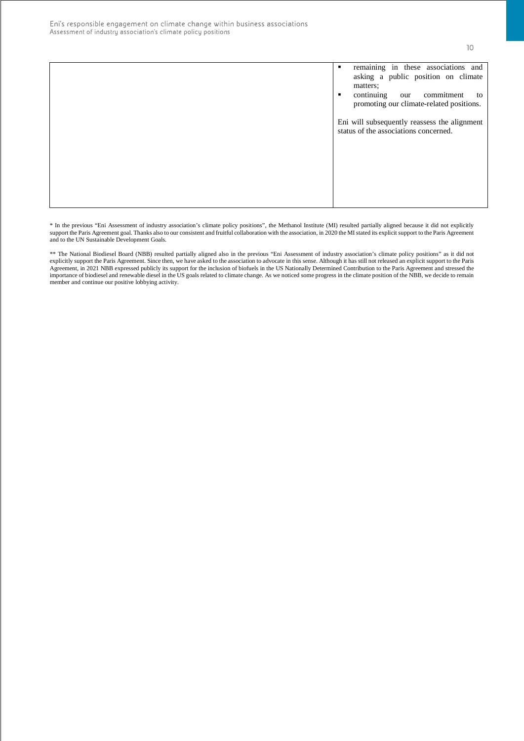| | |
|---|---|
| | - remaining in these associations and asking a public position on climate matters;<br>- continuing our commitment to promoting our climate-related positions.<br><br>Eni will subsequently reassess the alignment status of the associations concerned. |

* In the previous "Eni Assessment of industry association's climate policy positions", the Methanol Institute (MI) resulted partially aligned because it did not explicitly support the Paris Agreement goal. Thanks also to our consistent and fruitful collaboration with the association, in 2020 the MI stated its explicit support to the Paris Agreement and to the UN Sustainable Development Goals.

** The National Biodiesel Board (NBB) resulted partially aligned also in the previous "Eni Assessment of industry association's climate policy positions" as it did not explicitly support the Paris Agreement. Since then, we have asked to the association to advocate in this sense. Although it has still not released an explicit support to the Paris Agreement, in 2021 NBB expressed publicly its support for the inclusion of biofuels in the US Nationally Determined Contribution to the Paris Agreement and stressed the importance of biodiesel and renewable diesel in the US goals related to climate change. As we noticed some progress in the climate position of the NBB, we decide to remain member and continue our positive lobbying activity.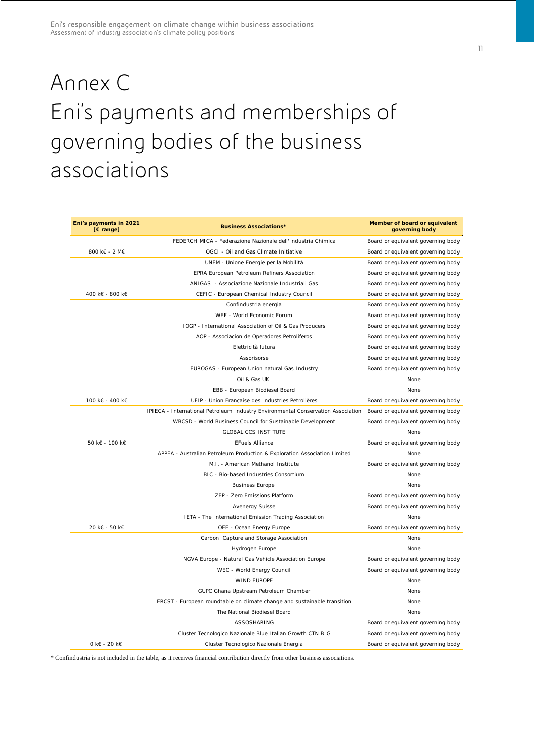# Annex C
# Eni's payments and memberships of governing bodies of the business associations

| Eni's payments in 2021 [€ range] | Business Associations* | Member of board or equivalent governing body |
|---|---|---|
| | FEDERCHIMICA - Federazione Nazionale dell'Industria Chimica | Board or equivalent governing body |
| 800 k€ - 2 M€ | OGCI - Oil and Gas Climate Initiative | Board or equivalent governing body |
| | UNEM - Unione Energie per la Mobilità | Board or equivalent governing body |
| | EPRA European Petroleum Refiners Association | Board or equivalent governing body |
| | ANIGAS - Associazione Nazionale Industriali Gas | Board or equivalent governing body |
| 400 k€ - 800 k€ | CEFIC - European Chemical Industry Council | Board or equivalent governing body |
| | Confindustria energia | Board or equivalent governing body |
| | WEF - World Economic Forum | Board or equivalent governing body |
| | IOGP - International Association of Oil & Gas Producers | Board or equivalent governing body |
| | AOP - Associacion de Operadores Petroliferos | Board or equivalent governing body |
| | Elettricità futura | Board or equivalent governing body |
| | Assorisorse | Board or equivalent governing body |
| | EUROGAS - European Union natural Gas Industry | Board or equivalent governing body |
| | Oil & Gas UK | None |
| | EBB - European Biodiesel Board | None |
| 100 k€ - 400 k€ | UFIP - Union Française des Industries Petrolières | Board or equivalent governing body |
| | IPIECA - International Petroleum Industry Environmental Conservation Association | Board or equivalent governing body |
| | WBCSD - World Business Council for Sustainable Development | Board or equivalent governing body |
| | GLOBAL CCS INSTITUTE | None |
| 50 k€ - 100 k€ | EFuels Alliance | Board or equivalent governing body |
| | APPEA - Australian Petroleum Production & Exploration Association Limited | None |
| | M.I. - American Methanol Institute | Board or equivalent governing body |
| | BIC - Bio-based Industries Consortium | None |
| | Business Europe | None |
| | ZEP - Zero Emissions Platform | Board or equivalent governing body |
| | Avenergy Suisse | Board or equivalent governing body |
| | IETA - The International Emission Trading Association | None |
| 20 k€ - 50 k€ | OEE - Ocean Energy Europe | Board or equivalent governing body |
| | Carbon Capture and Storage Association | None |
| | Hydrogen Europe | None |
| | NGVA Europe - Natural Gas Vehicle Association Europe | Board or equivalent governing body |
| | WEC - World Energy Council | Board or equivalent governing body |
| | WIND EUROPE | None |
| | GUPC Ghana Upstream Petroleum Chamber | None |
| | ERCST - European roundtable on climate change and sustainable transition | None |
| | The National Biodiesel Board | None |
| | ASSOSHARING | Board or equivalent governing body |
| | Cluster Tecnologico Nazionale Blue Italian Growth CTN BIG | Board or equivalent governing body |
| 0 k€ - 20 k€ | Cluster Tecnologico Nazionale Energia | Board or equivalent governing body |

* Confindustria is not included in the table, as it receives financial contribution directly from other business associations.